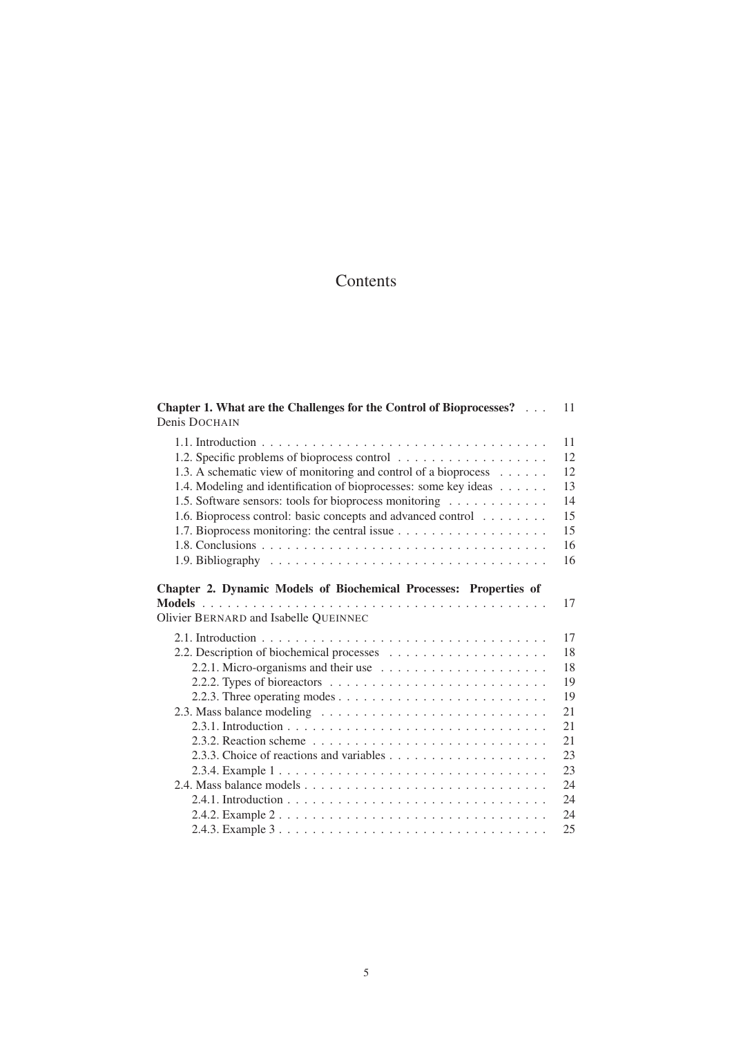# Contents

**Chapter 1. What are the Challenges for the Control of Bioprocesses?** . . . 11
Denis DOCHAIN

- 1.1. Introduction . . . 11
- 1.2. Specific problems of bioprocess control . . . 12
- 1.3. A schematic view of monitoring and control of a bioprocess . . . 12
- 1.4. Modeling and identification of bioprocesses: some key ideas . . . 13
- 1.5. Software sensors: tools for bioprocess monitoring . . . 14
- 1.6. Bioprocess control: basic concepts and advanced control . . . 15
- 1.7. Bioprocess monitoring: the central issue . . . 15
- 1.8. Conclusions . . . 16
- 1.9. Bibliography . . . 16

**Chapter 2. Dynamic Models of Biochemical Processes: Properties of Models** . . . 17
Olivier BERNARD and Isabelle QUEINNEC

- 2.1. Introduction . . . 17
- 2.2. Description of biochemical processes . . . 18
  - 2.2.1. Micro-organisms and their use . . . 18
  - 2.2.2. Types of bioreactors . . . 19
  - 2.2.3. Three operating modes . . . 19
- 2.3. Mass balance modeling . . . 21
  - 2.3.1. Introduction . . . 21
  - 2.3.2. Reaction scheme . . . 21
  - 2.3.3. Choice of reactions and variables . . . 23
  - 2.3.4. Example 1 . . . 23
- 2.4. Mass balance models . . . 24
  - 2.4.1. Introduction . . . 24
  - 2.4.2. Example 2 . . . 24
  - 2.4.3. Example 3 . . . 25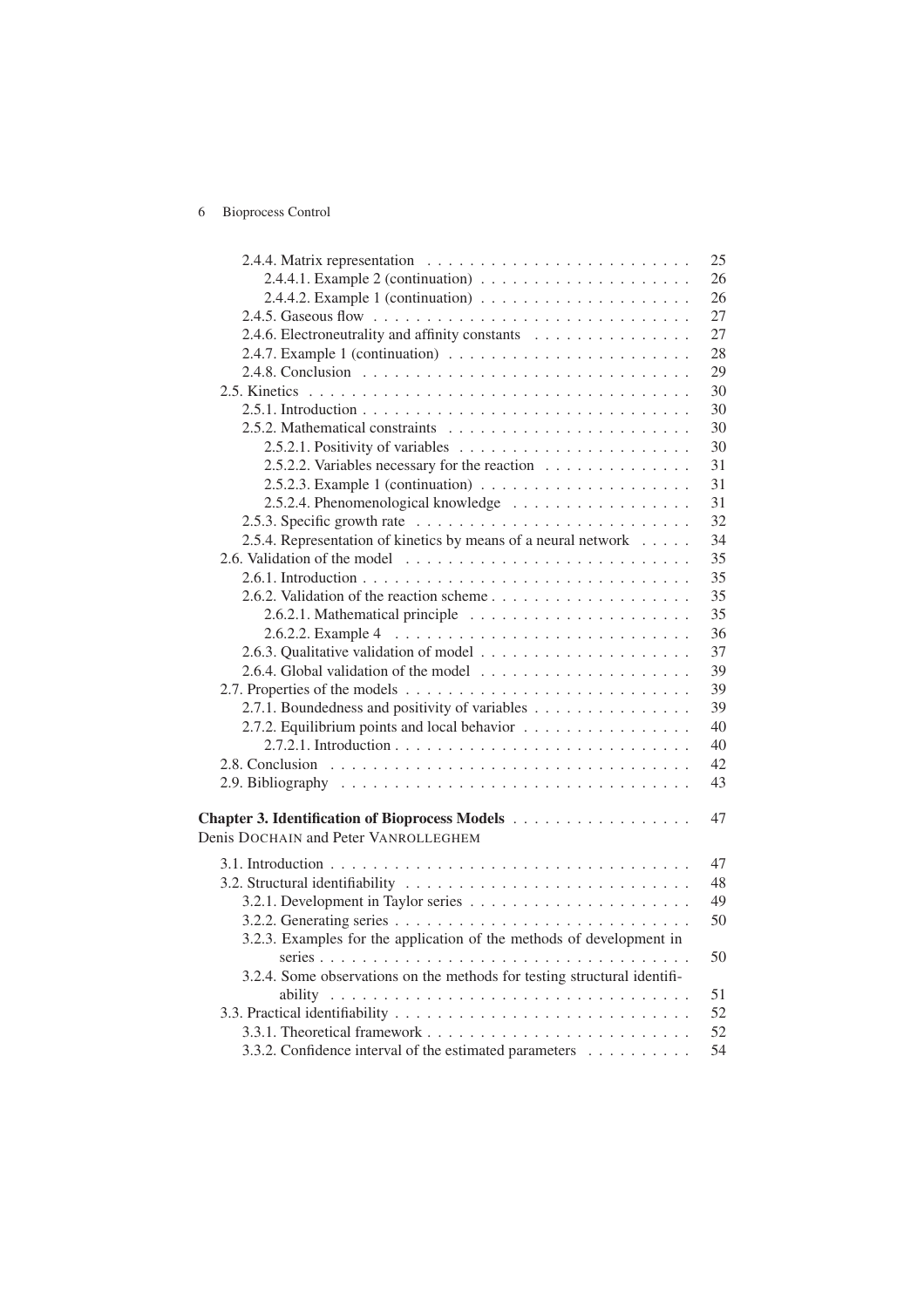2.4.4. Matrix representation . . . . . . . . . . . . . . . . . . . . . . . . . 25
2.4.4.1. Example 2 (continuation) . . . . . . . . . . . . . . . . . . . . 26
2.4.4.2. Example 1 (continuation) . . . . . . . . . . . . . . . . . . . . 26
2.4.5. Gaseous flow . . . . . . . . . . . . . . . . . . . . . . . . . . . . . 27
2.4.6. Electroneutrality and affinity constants . . . . . . . . . . . . . . . 27
2.4.7. Example 1 (continuation) . . . . . . . . . . . . . . . . . . . . . . . 28
2.4.8. Conclusion . . . . . . . . . . . . . . . . . . . . . . . . . . . . . . 29
2.5. Kinetics . . . . . . . . . . . . . . . . . . . . . . . . . . . . . . . . . . 30
2.5.1. Introduction . . . . . . . . . . . . . . . . . . . . . . . . . . . . . . 30
2.5.2. Mathematical constraints . . . . . . . . . . . . . . . . . . . . . . . 30
2.5.2.1. Positivity of variables . . . . . . . . . . . . . . . . . . . . . . 30
2.5.2.2. Variables necessary for the reaction . . . . . . . . . . . . . . 31
2.5.2.3. Example 1 (continuation) . . . . . . . . . . . . . . . . . . . . 31
2.5.2.4. Phenomenological knowledge . . . . . . . . . . . . . . . . . 31
2.5.3. Specific growth rate . . . . . . . . . . . . . . . . . . . . . . . . . . 32
2.5.4. Representation of kinetics by means of a neural network . . . . . 34
2.6. Validation of the model . . . . . . . . . . . . . . . . . . . . . . . . . . 35
2.6.1. Introduction . . . . . . . . . . . . . . . . . . . . . . . . . . . . . . 35
2.6.2. Validation of the reaction scheme . . . . . . . . . . . . . . . . . . . 35
2.6.2.1. Mathematical principle . . . . . . . . . . . . . . . . . . . . . 35
2.6.2.2. Example 4 . . . . . . . . . . . . . . . . . . . . . . . . . . . . 36
2.6.3. Qualitative validation of model . . . . . . . . . . . . . . . . . . . . 37
2.6.4. Global validation of the model . . . . . . . . . . . . . . . . . . . . 39
2.7. Properties of the models . . . . . . . . . . . . . . . . . . . . . . . . . . 39
2.7.1. Boundedness and positivity of variables . . . . . . . . . . . . . . . 39
2.7.2. Equilibrium points and local behavior . . . . . . . . . . . . . . . . 40
2.7.2.1. Introduction . . . . . . . . . . . . . . . . . . . . . . . . . . . . 40
2.8. Conclusion . . . . . . . . . . . . . . . . . . . . . . . . . . . . . . . . . 42
2.9. Bibliography . . . . . . . . . . . . . . . . . . . . . . . . . . . . . . . . 43

**Chapter 3. Identification of Bioprocess Models** . . . . . . . . . . . . . . . . . 47
Denis DOCHAIN and Peter VANROLLEGHEM

3.1. Introduction . . . . . . . . . . . . . . . . . . . . . . . . . . . . . . . . . 47
3.2. Structural identifiability . . . . . . . . . . . . . . . . . . . . . . . . . . 48
3.2.1. Development in Taylor series . . . . . . . . . . . . . . . . . . . . . 49
3.2.2. Generating series . . . . . . . . . . . . . . . . . . . . . . . . . . . . 50
3.2.3. Examples for the application of the methods of development in series . . . . . . . . . . . . . . . . . . . . . . . . . . . . . . . . . . . 50
3.2.4. Some observations on the methods for testing structural identifiability . . . . . . . . . . . . . . . . . . . . . . . . . . . . . . . . . . 51
3.3. Practical identifiability . . . . . . . . . . . . . . . . . . . . . . . . . . . 52
3.3.1. Theoretical framework . . . . . . . . . . . . . . . . . . . . . . . . . 52
3.3.2. Confidence interval of the estimated parameters . . . . . . . . . . 54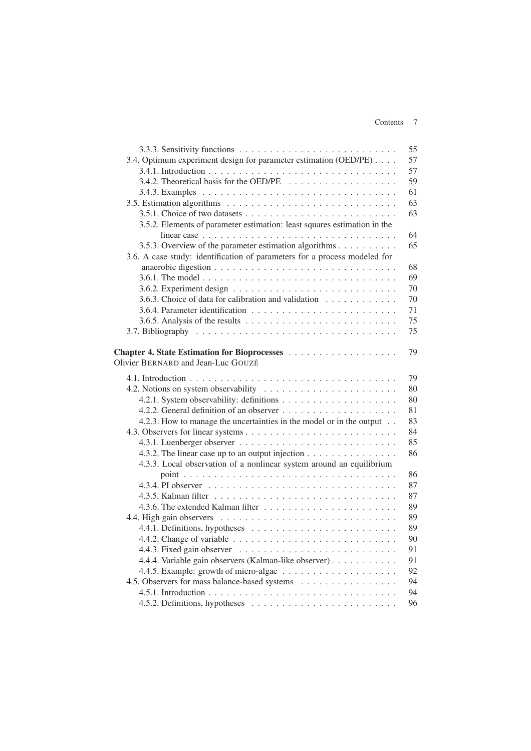3.3.3. Sensitivity functions . . . . . . . . . . . . . . . . . . . . . . . . . . 55

3.4. Optimum experiment design for parameter estimation (OED/PE) . . . . 57

3.4.1. Introduction . . . . . . . . . . . . . . . . . . . . . . . . . . . . . . . 57

3.4.2. Theoretical basis for the OED/PE . . . . . . . . . . . . . . . . . . 59

3.4.3. Examples . . . . . . . . . . . . . . . . . . . . . . . . . . . . . . . . 61

3.5. Estimation algorithms . . . . . . . . . . . . . . . . . . . . . . . . . . . . 63

3.5.1. Choice of two datasets . . . . . . . . . . . . . . . . . . . . . . . . . 63

3.5.2. Elements of parameter estimation: least squares estimation in the linear case . . . . . . . . . . . . . . . . . . . . . . . . . . . . . . . . 64

3.5.3. Overview of the parameter estimation algorithms . . . . . . . . . . 65

3.6. A case study: identification of parameters for a process modeled for anaerobic digestion . . . . . . . . . . . . . . . . . . . . . . . . . . . . . . 68

3.6.1. The model . . . . . . . . . . . . . . . . . . . . . . . . . . . . . . . . 69

3.6.2. Experiment design . . . . . . . . . . . . . . . . . . . . . . . . . . . 70

3.6.3. Choice of data for calibration and validation . . . . . . . . . . . . 70

3.6.4. Parameter identification . . . . . . . . . . . . . . . . . . . . . . . . 71

3.6.5. Analysis of the results . . . . . . . . . . . . . . . . . . . . . . . . . 75

3.7. Bibliography . . . . . . . . . . . . . . . . . . . . . . . . . . . . . . . . . 75

**Chapter 4. State Estimation for Bioprocesses** . . . . . . . . . . . . . . . . . 79

Olivier BERNARD and Jean-Luc GOUZÉ

4.1. Introduction . . . . . . . . . . . . . . . . . . . . . . . . . . . . . . . . . 79

4.2. Notions on system observability . . . . . . . . . . . . . . . . . . . . . . 80

4.2.1. System observability: definitions . . . . . . . . . . . . . . . . . . . 80

4.2.2. General definition of an observer . . . . . . . . . . . . . . . . . . . 81

4.2.3. How to manage the uncertainties in the model or in the output . . 83

4.3. Observers for linear systems . . . . . . . . . . . . . . . . . . . . . . . . 84

4.3.1. Luenberger observer . . . . . . . . . . . . . . . . . . . . . . . . . . 85

4.3.2. The linear case up to an output injection . . . . . . . . . . . . . . . 86

4.3.3. Local observation of a nonlinear system around an equilibrium point . . . . . . . . . . . . . . . . . . . . . . . . . . . . . . . . . . . . 86

4.3.4. PI observer . . . . . . . . . . . . . . . . . . . . . . . . . . . . . . . . 87

4.3.5. Kalman filter . . . . . . . . . . . . . . . . . . . . . . . . . . . . . . . 87

4.3.6. The extended Kalman filter . . . . . . . . . . . . . . . . . . . . . . . 89

4.4. High gain observers . . . . . . . . . . . . . . . . . . . . . . . . . . . . . 89

4.4.1. Definitions, hypotheses . . . . . . . . . . . . . . . . . . . . . . . . . 89

4.4.2. Change of variable . . . . . . . . . . . . . . . . . . . . . . . . . . . 90

4.4.3. Fixed gain observer . . . . . . . . . . . . . . . . . . . . . . . . . . . 91

4.4.4. Variable gain observers (Kalman-like observer) . . . . . . . . . . . 91

4.4.5. Example: growth of micro-algae . . . . . . . . . . . . . . . . . . . . 92

4.5. Observers for mass balance-based systems . . . . . . . . . . . . . . . . 94

4.5.1. Introduction . . . . . . . . . . . . . . . . . . . . . . . . . . . . . . . 94

4.5.2. Definitions, hypotheses . . . . . . . . . . . . . . . . . . . . . . . . . 96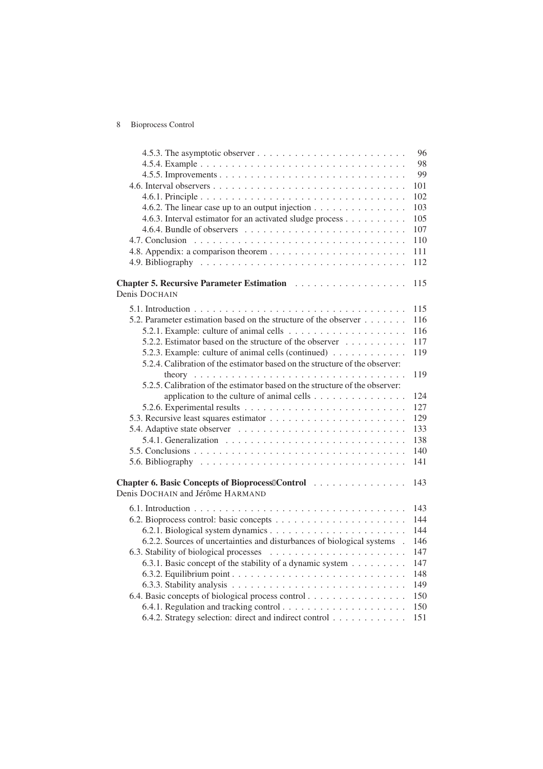4.5.3. The asymptotic observer . . . . . . . . . . . . . . . . . . . . . . . . 96
4.5.4. Example . . . . . . . . . . . . . . . . . . . . . . . . . . . . . . . . 98
4.5.5. Improvements . . . . . . . . . . . . . . . . . . . . . . . . . . . . . 99
4.6. Interval observers . . . . . . . . . . . . . . . . . . . . . . . . . . . . . 101
4.6.1. Principle . . . . . . . . . . . . . . . . . . . . . . . . . . . . . . . . 102
4.6.2. The linear case up to an output injection . . . . . . . . . . . . . . . 103
4.6.3. Interval estimator for an activated sludge process . . . . . . . . . . 105
4.6.4. Bundle of observers . . . . . . . . . . . . . . . . . . . . . . . . . . 107
4.7. Conclusion . . . . . . . . . . . . . . . . . . . . . . . . . . . . . . . . 110
4.8. Appendix: a comparison theorem . . . . . . . . . . . . . . . . . . . . . 111
4.9. Bibliography . . . . . . . . . . . . . . . . . . . . . . . . . . . . . . . 112

**Chapter 5. Recursive Parameter Estimation** . . . . . . . . . . . . . . . . . 115
Denis DOCHAIN

5.1. Introduction . . . . . . . . . . . . . . . . . . . . . . . . . . . . . . . . 115
5.2. Parameter estimation based on the structure of the observer . . . . . . . 116
5.2.1. Example: culture of animal cells . . . . . . . . . . . . . . . . . . . 116
5.2.2. Estimator based on the structure of the observer . . . . . . . . . . 117
5.2.3. Example: culture of animal cells (continued) . . . . . . . . . . . . 119
5.2.4. Calibration of the estimator based on the structure of the observer: theory . . . . . . . . . . . . . . . . . . . . . . . . . . . . . . . . . . 119
5.2.5. Calibration of the estimator based on the structure of the observer: application to the culture of animal cells . . . . . . . . . . . . . . . 124
5.2.6. Experimental results . . . . . . . . . . . . . . . . . . . . . . . . . . 127
5.3. Recursive least squares estimator . . . . . . . . . . . . . . . . . . . . . 129
5.4. Adaptive state observer . . . . . . . . . . . . . . . . . . . . . . . . . . 133
5.4.1. Generalization . . . . . . . . . . . . . . . . . . . . . . . . . . . . . 138
5.5. Conclusions . . . . . . . . . . . . . . . . . . . . . . . . . . . . . . . . 140
5.6. Bibliography . . . . . . . . . . . . . . . . . . . . . . . . . . . . . . . 141

**Chapter 6. Basic Concepts of Bioprocess Control** . . . . . . . . . . . . . . 143
Denis DOCHAIN and Jérôme HARMAND

6.1. Introduction . . . . . . . . . . . . . . . . . . . . . . . . . . . . . . . . 143
6.2. Bioprocess control: basic concepts . . . . . . . . . . . . . . . . . . . . 144
6.2.1. Biological system dynamics . . . . . . . . . . . . . . . . . . . . . . 144
6.2.2. Sources of uncertainties and disturbances of biological systems . . 146
6.3. Stability of biological processes . . . . . . . . . . . . . . . . . . . . . . 147
6.3.1. Basic concept of the stability of a dynamic system . . . . . . . . . 147
6.3.2. Equilibrium point . . . . . . . . . . . . . . . . . . . . . . . . . . . . 148
6.3.3. Stability analysis . . . . . . . . . . . . . . . . . . . . . . . . . . . . 149
6.4. Basic concepts of biological process control . . . . . . . . . . . . . . . 150
6.4.1. Regulation and tracking control . . . . . . . . . . . . . . . . . . . . 150
6.4.2. Strategy selection: direct and indirect control . . . . . . . . . . . . 151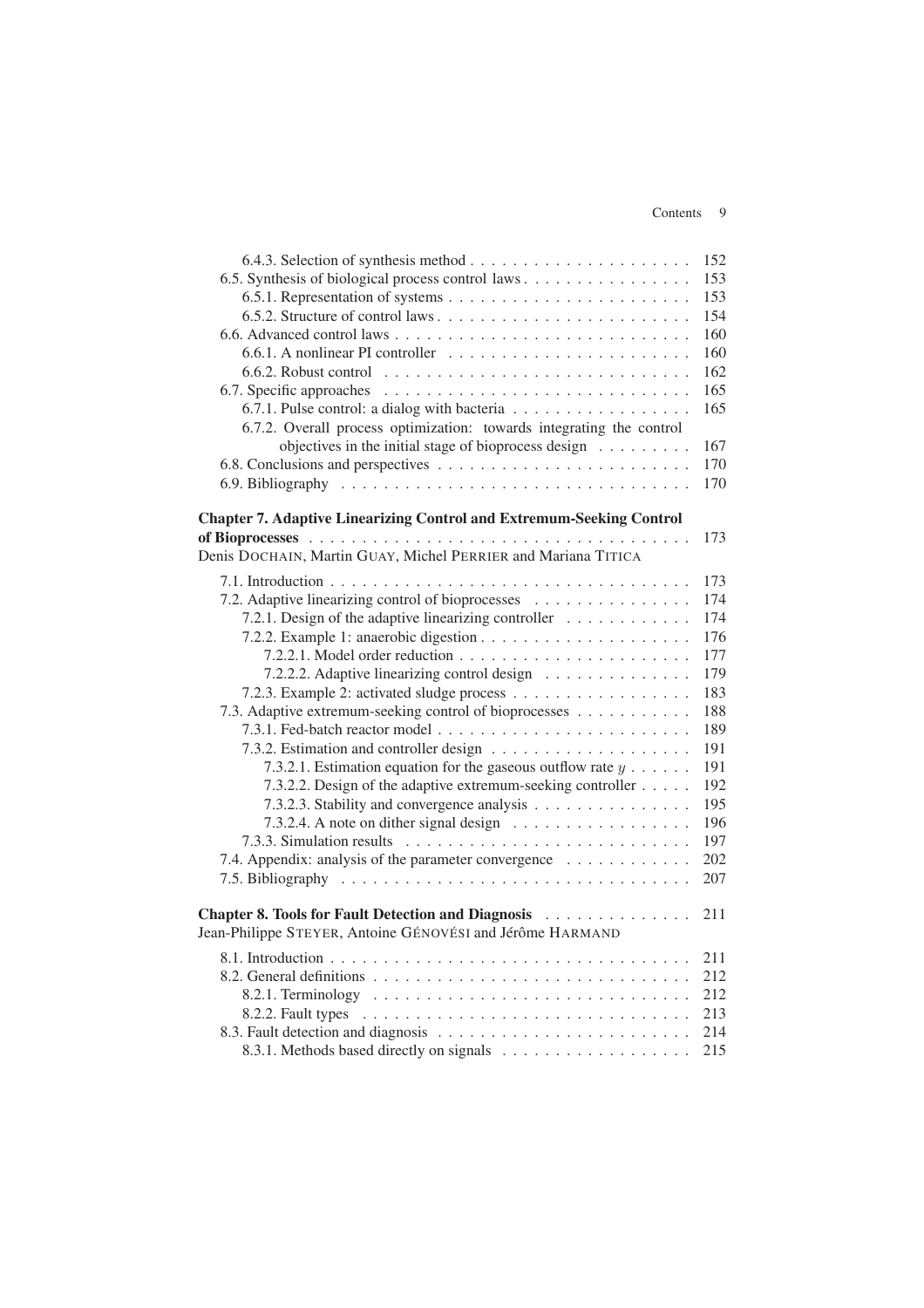6.4.3. Selection of synthesis method . . . . . . . . . . . . . . . . . . . . . 152
6.5. Synthesis of biological process control laws . . . . . . . . . . . . . . . . 153
6.5.1. Representation of systems . . . . . . . . . . . . . . . . . . . . . . . 153
6.5.2. Structure of control laws . . . . . . . . . . . . . . . . . . . . . . . . 154
6.6. Advanced control laws . . . . . . . . . . . . . . . . . . . . . . . . . . . 160
6.6.1. A nonlinear PI controller . . . . . . . . . . . . . . . . . . . . . . . 160
6.6.2. Robust control . . . . . . . . . . . . . . . . . . . . . . . . . . . . . 162
6.7. Specific approaches . . . . . . . . . . . . . . . . . . . . . . . . . . . . 165
6.7.1. Pulse control: a dialog with bacteria . . . . . . . . . . . . . . . . . 165
6.7.2. Overall process optimization: towards integrating the control objectives in the initial stage of bioprocess design . . . . . . . . . 167
6.8. Conclusions and perspectives . . . . . . . . . . . . . . . . . . . . . . . . 170
6.9. Bibliography . . . . . . . . . . . . . . . . . . . . . . . . . . . . . . . . 170

**Chapter 7. Adaptive Linearizing Control and Extremum-Seeking Control of Bioprocesses** . . . . . . . . . . . . . . . . . . . . . . . . . . . . . . . . . 173
Denis DOCHAIN, Martin GUAY, Michel PERRIER and Mariana TITICA

7.1. Introduction . . . . . . . . . . . . . . . . . . . . . . . . . . . . . . . . . 173
7.2. Adaptive linearizing control of bioprocesses . . . . . . . . . . . . . . . 174
7.2.1. Design of the adaptive linearizing controller . . . . . . . . . . . . 174
7.2.2. Example 1: anaerobic digestion . . . . . . . . . . . . . . . . . . . . 176
7.2.2.1. Model order reduction . . . . . . . . . . . . . . . . . . . . . . 177
7.2.2.2. Adaptive linearizing control design . . . . . . . . . . . . . . 179
7.2.3. Example 2: activated sludge process . . . . . . . . . . . . . . . . . 183
7.3. Adaptive extremum-seeking control of bioprocesses . . . . . . . . . . . 188
7.3.1. Fed-batch reactor model . . . . . . . . . . . . . . . . . . . . . . . . 189
7.3.2. Estimation and controller design . . . . . . . . . . . . . . . . . . . 191
7.3.2.1. Estimation equation for the gaseous outflow rate $y$ . . . . . . 191
7.3.2.2. Design of the adaptive extremum-seeking controller . . . . . 192
7.3.2.3. Stability and convergence analysis . . . . . . . . . . . . . . . 195
7.3.2.4. A note on dither signal design . . . . . . . . . . . . . . . . . 196
7.3.3. Simulation results . . . . . . . . . . . . . . . . . . . . . . . . . . . 197
7.4. Appendix: analysis of the parameter convergence . . . . . . . . . . . . 202
7.5. Bibliography . . . . . . . . . . . . . . . . . . . . . . . . . . . . . . . . 207

**Chapter 8. Tools for Fault Detection and Diagnosis** . . . . . . . . . . . . . 211
Jean-Philippe STEYER, Antoine GÉNOVÉSI and Jérôme HARMAND

8.1. Introduction . . . . . . . . . . . . . . . . . . . . . . . . . . . . . . . . . 211
8.2. General definitions . . . . . . . . . . . . . . . . . . . . . . . . . . . . . 212
8.2.1. Terminology . . . . . . . . . . . . . . . . . . . . . . . . . . . . . . 212
8.2.2. Fault types . . . . . . . . . . . . . . . . . . . . . . . . . . . . . . . 213
8.3. Fault detection and diagnosis . . . . . . . . . . . . . . . . . . . . . . . 214
8.3.1. Methods based directly on signals . . . . . . . . . . . . . . . . . . 215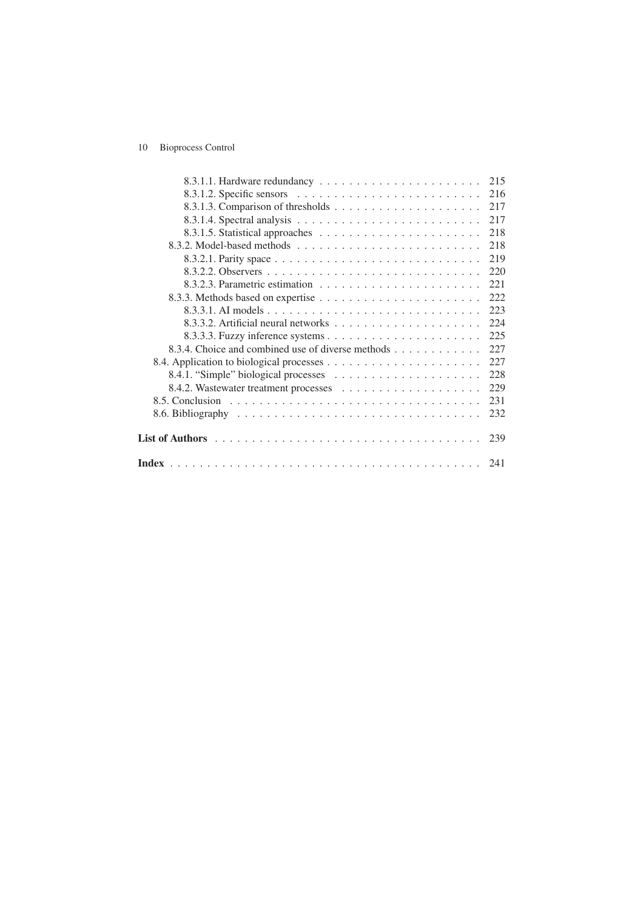8.3.1.1. Hardware redundancy . . . . . . . . . . . . . . . . . . . . . . 215
8.3.1.2. Specific sensors . . . . . . . . . . . . . . . . . . . . . . . . . 216
8.3.1.3. Comparison of thresholds . . . . . . . . . . . . . . . . . . . . 217
8.3.1.4. Spectral analysis . . . . . . . . . . . . . . . . . . . . . . . . . 217
8.3.1.5. Statistical approaches . . . . . . . . . . . . . . . . . . . . . . 218
8.3.2. Model-based methods . . . . . . . . . . . . . . . . . . . . . . . . 218
8.3.2.1. Parity space . . . . . . . . . . . . . . . . . . . . . . . . . . . . 219
8.3.2.2. Observers . . . . . . . . . . . . . . . . . . . . . . . . . . . . . 220
8.3.2.3. Parametric estimation . . . . . . . . . . . . . . . . . . . . . . 221
8.3.3. Methods based on expertise . . . . . . . . . . . . . . . . . . . . . 222
8.3.3.1. AI models . . . . . . . . . . . . . . . . . . . . . . . . . . . . . 223
8.3.3.2. Artificial neural networks . . . . . . . . . . . . . . . . . . . . 224
8.3.3.3. Fuzzy inference systems . . . . . . . . . . . . . . . . . . . . . 225
8.3.4. Choice and combined use of diverse methods . . . . . . . . . . . . 227
8.4. Application to biological processes . . . . . . . . . . . . . . . . . . . 227
8.4.1. "Simple" biological processes . . . . . . . . . . . . . . . . . . . . 228
8.4.2. Wastewater treatment processes . . . . . . . . . . . . . . . . . . . 229
8.5. Conclusion . . . . . . . . . . . . . . . . . . . . . . . . . . . . . . . . . 231
8.6. Bibliography . . . . . . . . . . . . . . . . . . . . . . . . . . . . . . . . 232

**List of Authors** . . . . . . . . . . . . . . . . . . . . . . . . . . . . . . . . . 239

**Index** . . . . . . . . . . . . . . . . . . . . . . . . . . . . . . . . . . . . . . . 241